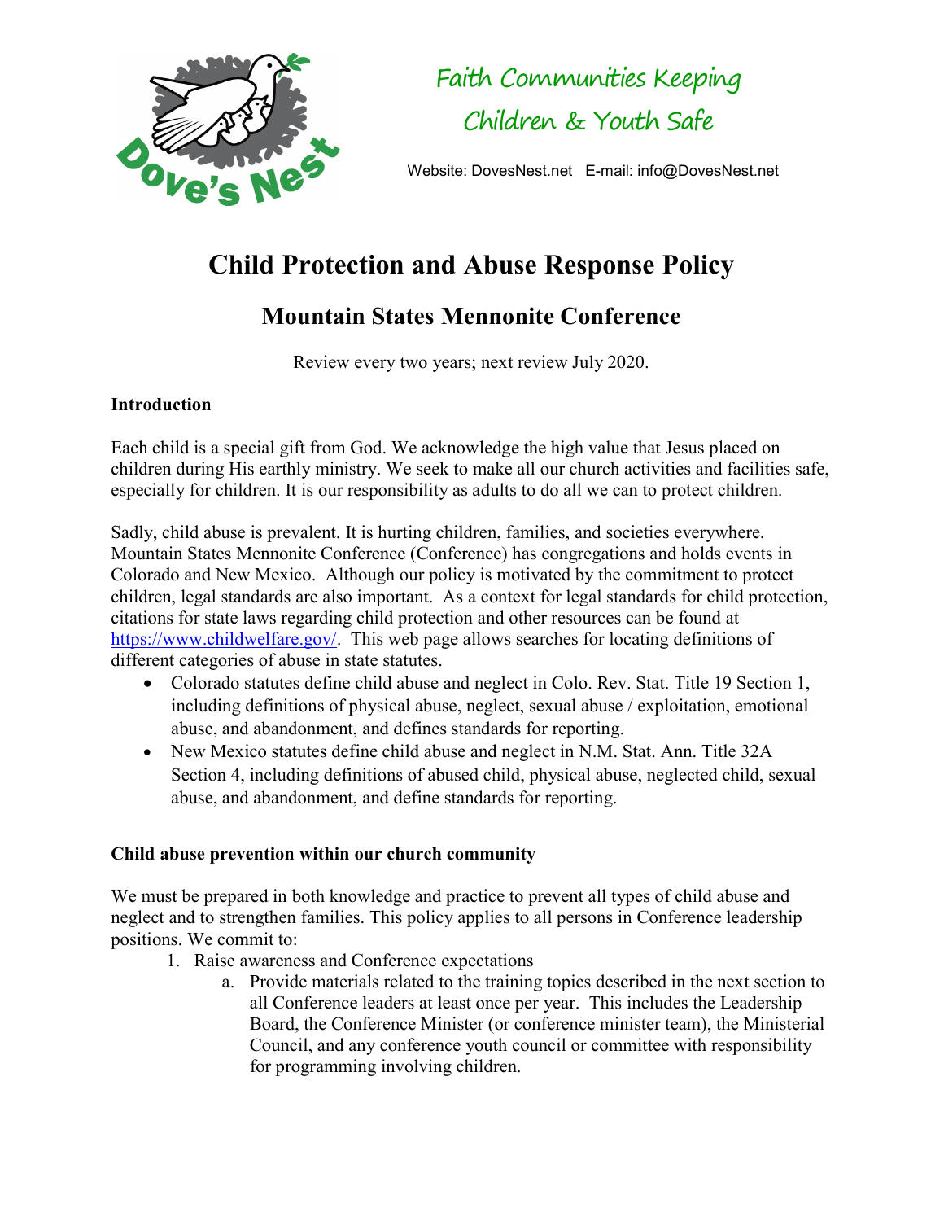Faith Communities Keeping Children & Youth Safe

Website: DovesNest.net E-mail: info@DovesNest.net

# Child Protection and Abuse Response Policy

## Mountain States Mennonite Conference

Review every two years; next review July 2020.

### Introduction

Each child is a special gift from God. We acknowledge the high value that Jesus placed on children during His earthly ministry. We seek to make all our church activities and facilities safe, especially for children. It is our responsibility as adults to do all we can to protect children.

Sadly, child abuse is prevalent. It is hurting children, families, and societies everywhere. Mountain States Mennonite Conference (Conference) has congregations and holds events in Colorado and New Mexico. Although our policy is motivated by the commitment to protect children, legal standards are also important. As a context for legal standards for child protection, citations for state laws regarding child protection and other resources can be found at https://www.childwelfare.gov/. This web page allows searches for locating definitions of different categories of abuse in state statutes.

- Colorado statutes define child abuse and neglect in Colo. Rev. Stat. Title 19 Section 1, including definitions of physical abuse, neglect, sexual abuse / exploitation, emotional abuse, and abandonment, and defines standards for reporting.
- New Mexico statutes define child abuse and neglect in N.M. Stat. Ann. Title 32A Section 4, including definitions of abused child, physical abuse, neglected child, sexual abuse, and abandonment, and define standards for reporting.

### Child abuse prevention within our church community

We must be prepared in both knowledge and practice to prevent all types of child abuse and neglect and to strengthen families. This policy applies to all persons in Conference leadership positions. We commit to:

1. Raise awareness and Conference expectations
   a. Provide materials related to the training topics described in the next section to all Conference leaders at least once per year. This includes the Leadership Board, the Conference Minister (or conference minister team), the Ministerial Council, and any conference youth council or committee with responsibility for programming involving children.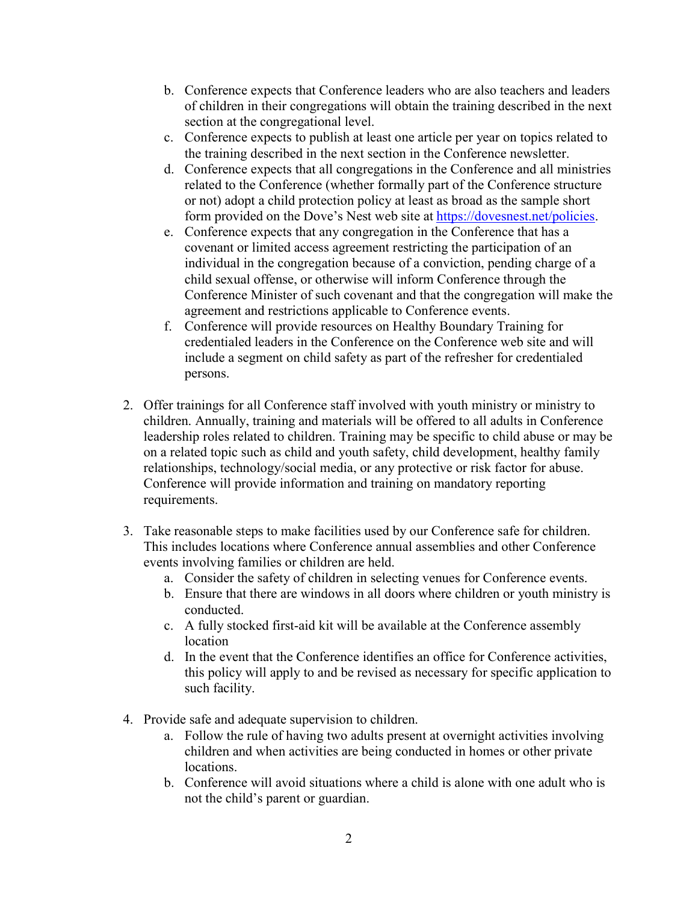b. Conference expects that Conference leaders who are also teachers and leaders of children in their congregations will obtain the training described in the next section at the congregational level.
   c. Conference expects to publish at least one article per year on topics related to the training described in the next section in the Conference newsletter.
   d. Conference expects that all congregations in the Conference and all ministries related to the Conference (whether formally part of the Conference structure or not) adopt a child protection policy at least as broad as the sample short form provided on the Dove's Nest web site at [https://dovesnest.net/policies](https://dovesnest.net/policies).
   e. Conference expects that any congregation in the Conference that has a covenant or limited access agreement restricting the participation of an individual in the congregation because of a conviction, pending charge of a child sexual offense, or otherwise will inform Conference through the Conference Minister of such covenant and that the congregation will make the agreement and restrictions applicable to Conference events.
   f. Conference will provide resources on Healthy Boundary Training for credentialed leaders in the Conference on the Conference web site and will include a segment on child safety as part of the refresher for credentialed persons.

2. Offer trainings for all Conference staff involved with youth ministry or ministry to children. Annually, training and materials will be offered to all adults in Conference leadership roles related to children. Training may be specific to child abuse or may be on a related topic such as child and youth safety, child development, healthy family relationships, technology/social media, or any protective or risk factor for abuse. Conference will provide information and training on mandatory reporting requirements.

3. Take reasonable steps to make facilities used by our Conference safe for children. This includes locations where Conference annual assemblies and other Conference events involving families or children are held.
   a. Consider the safety of children in selecting venues for Conference events.
   b. Ensure that there are windows in all doors where children or youth ministry is conducted.
   c. A fully stocked first-aid kit will be available at the Conference assembly location
   d. In the event that the Conference identifies an office for Conference activities, this policy will apply to and be revised as necessary for specific application to such facility.

4. Provide safe and adequate supervision to children.
   a. Follow the rule of having two adults present at overnight activities involving children and when activities are being conducted in homes or other private locations.
   b. Conference will avoid situations where a child is alone with one adult who is not the child's parent or guardian.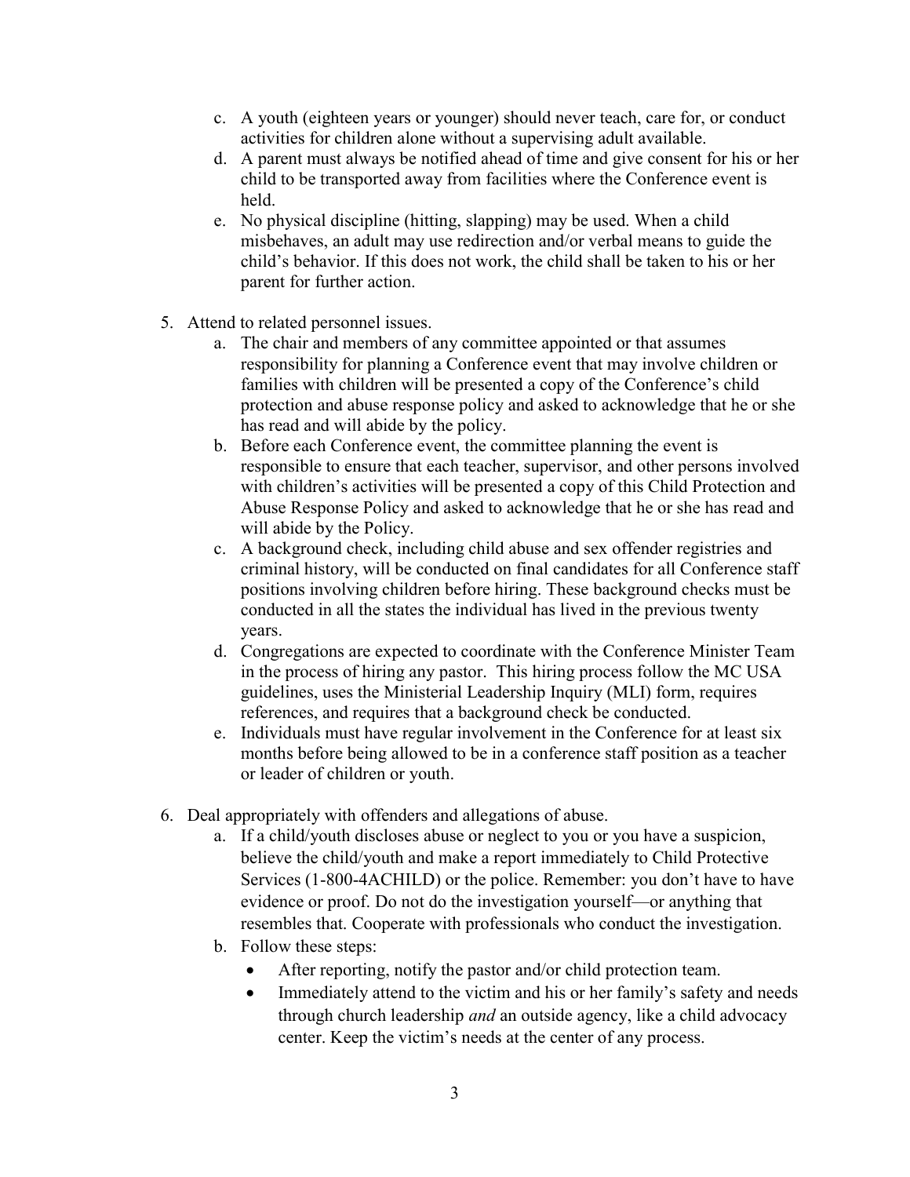c. A youth (eighteen years or younger) should never teach, care for, or conduct activities for children alone without a supervising adult available.

d. A parent must always be notified ahead of time and give consent for his or her child to be transported away from facilities where the Conference event is held.

e. No physical discipline (hitting, slapping) may be used. When a child misbehaves, an adult may use redirection and/or verbal means to guide the child's behavior. If this does not work, the child shall be taken to his or her parent for further action.

5. Attend to related personnel issues.
   a. The chair and members of any committee appointed or that assumes responsibility for planning a Conference event that may involve children or families with children will be presented a copy of the Conference's child protection and abuse response policy and asked to acknowledge that he or she has read and will abide by the policy.
   b. Before each Conference event, the committee planning the event is responsible to ensure that each teacher, supervisor, and other persons involved with children's activities will be presented a copy of this Child Protection and Abuse Response Policy and asked to acknowledge that he or she has read and will abide by the Policy.
   c. A background check, including child abuse and sex offender registries and criminal history, will be conducted on final candidates for all Conference staff positions involving children before hiring. These background checks must be conducted in all the states the individual has lived in the previous twenty years.
   d. Congregations are expected to coordinate with the Conference Minister Team in the process of hiring any pastor. This hiring process follow the MC USA guidelines, uses the Ministerial Leadership Inquiry (MLI) form, requires references, and requires that a background check be conducted.
   e. Individuals must have regular involvement in the Conference for at least six months before being allowed to be in a conference staff position as a teacher or leader of children or youth.

6. Deal appropriately with offenders and allegations of abuse.
   a. If a child/youth discloses abuse or neglect to you or you have a suspicion, believe the child/youth and make a report immediately to Child Protective Services (1-800-4ACHILD) or the police. Remember: you don't have to have evidence or proof. Do not do the investigation yourself—or anything that resembles that. Cooperate with professionals who conduct the investigation.
   b. Follow these steps:
      - After reporting, notify the pastor and/or child protection team.
      - Immediately attend to the victim and his or her family's safety and needs through church leadership *and* an outside agency, like a child advocacy center. Keep the victim's needs at the center of any process.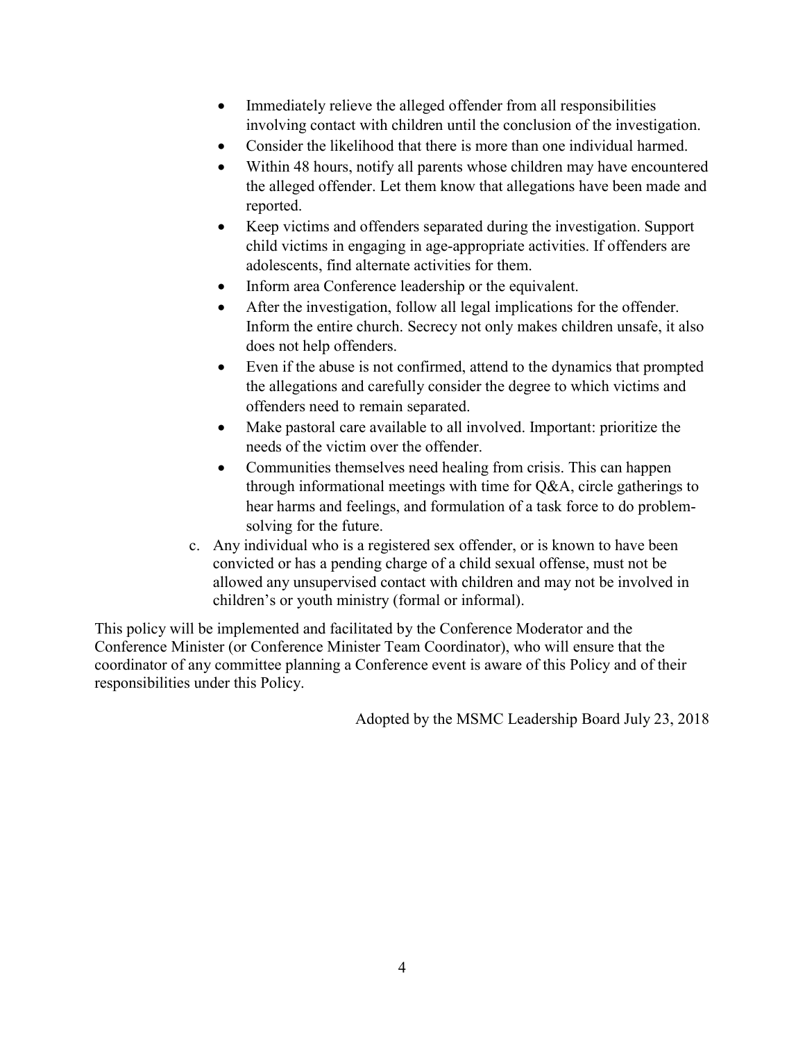- Immediately relieve the alleged offender from all responsibilities involving contact with children until the conclusion of the investigation.
- Consider the likelihood that there is more than one individual harmed.
- Within 48 hours, notify all parents whose children may have encountered the alleged offender. Let them know that allegations have been made and reported.
- Keep victims and offenders separated during the investigation. Support child victims in engaging in age-appropriate activities. If offenders are adolescents, find alternate activities for them.
- Inform area Conference leadership or the equivalent.
- After the investigation, follow all legal implications for the offender. Inform the entire church. Secrecy not only makes children unsafe, it also does not help offenders.
- Even if the abuse is not confirmed, attend to the dynamics that prompted the allegations and carefully consider the degree to which victims and offenders need to remain separated.
- Make pastoral care available to all involved. Important: prioritize the needs of the victim over the offender.
- Communities themselves need healing from crisis. This can happen through informational meetings with time for Q&A, circle gatherings to hear harms and feelings, and formulation of a task force to do problem-solving for the future.

c. Any individual who is a registered sex offender, or is known to have been convicted or has a pending charge of a child sexual offense, must not be allowed any unsupervised contact with children and may not be involved in children's or youth ministry (formal or informal).

This policy will be implemented and facilitated by the Conference Moderator and the Conference Minister (or Conference Minister Team Coordinator), who will ensure that the coordinator of any committee planning a Conference event is aware of this Policy and of their responsibilities under this Policy.

Adopted by the MSMC Leadership Board July 23, 2018